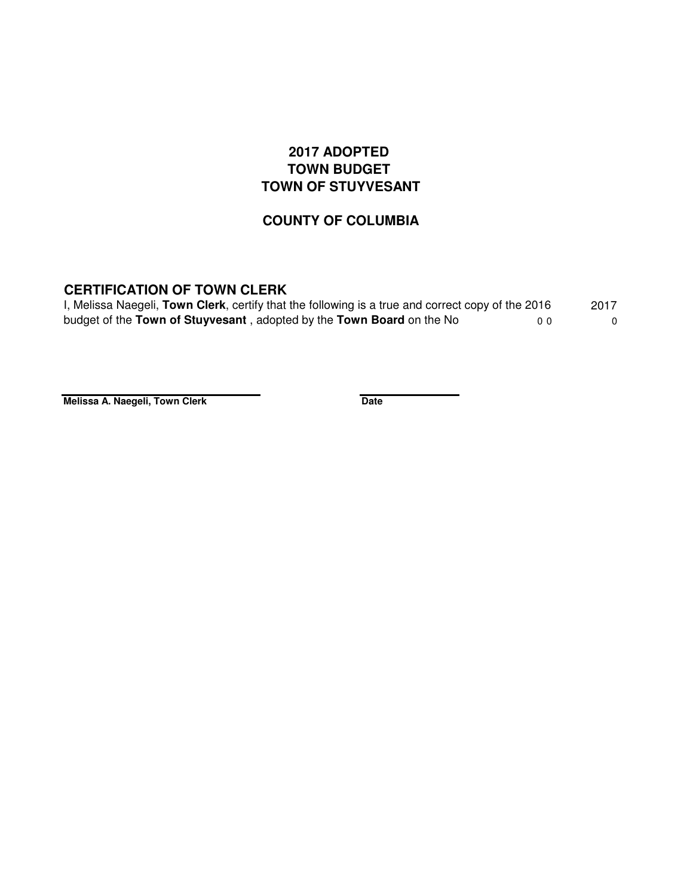# 2017 ADOPTED
# TOWN BUDGET
# TOWN OF STUYVESANT

## COUNTY OF COLUMBIA

### CERTIFICATION OF TOWN CLERK

I, Melissa Naegeli, **Town Clerk**, certify that the following is a true and correct copy of the 2016 budget of the **Town of Stuyvesant** , adopted by the **Town Board** on the No 0 0

2017
0

**Melissa A. Naegeli, Town Clerk**

**Date**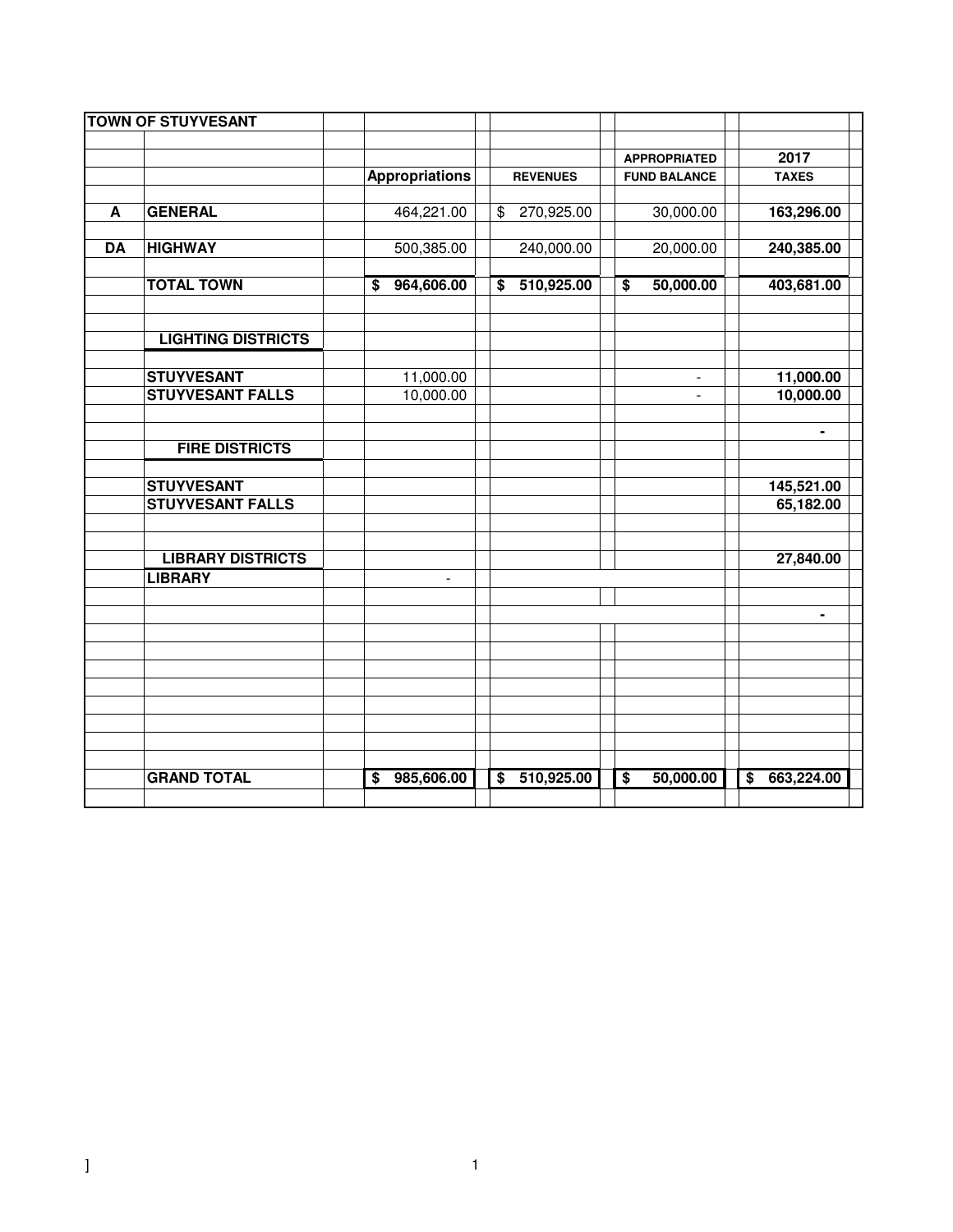| TOWN OF STUYVESANT | | | | | |
|---|---|---|---|---|---|
| | | | | APPROPRIATED | 2017 |
| | | Appropriations | REVENUES | FUND BALANCE | TAXES |
| A | GENERAL | 464,221.00 | $ 270,925.00 | 30,000.00 | 163,296.00 |
| DA | HIGHWAY | 500,385.00 | 240,000.00 | 20,000.00 | 240,385.00 |
| | TOTAL TOWN | $ 964,606.00 | $ 510,925.00 | $ 50,000.00 | 403,681.00 |
| | LIGHTING DISTRICTS | | | | |
| | STUYVESANT | 11,000.00 | | - | 11,000.00 |
| | STUYVESANT FALLS | 10,000.00 | | - | 10,000.00 |
| | | | | | - |
| | FIRE DISTRICTS | | | | |
| | STUYVESANT | | | | 145,521.00 |
| | STUYVESANT FALLS | | | | 65,182.00 |
| | LIBRARY DISTRICTS | | | | 27,840.00 |
| | LIBRARY | - | | | |
| | | | | | - |
| | GRAND TOTAL | $ 985,606.00 | $ 510,925.00 | $ 50,000.00 | $ 663,224.00 |

]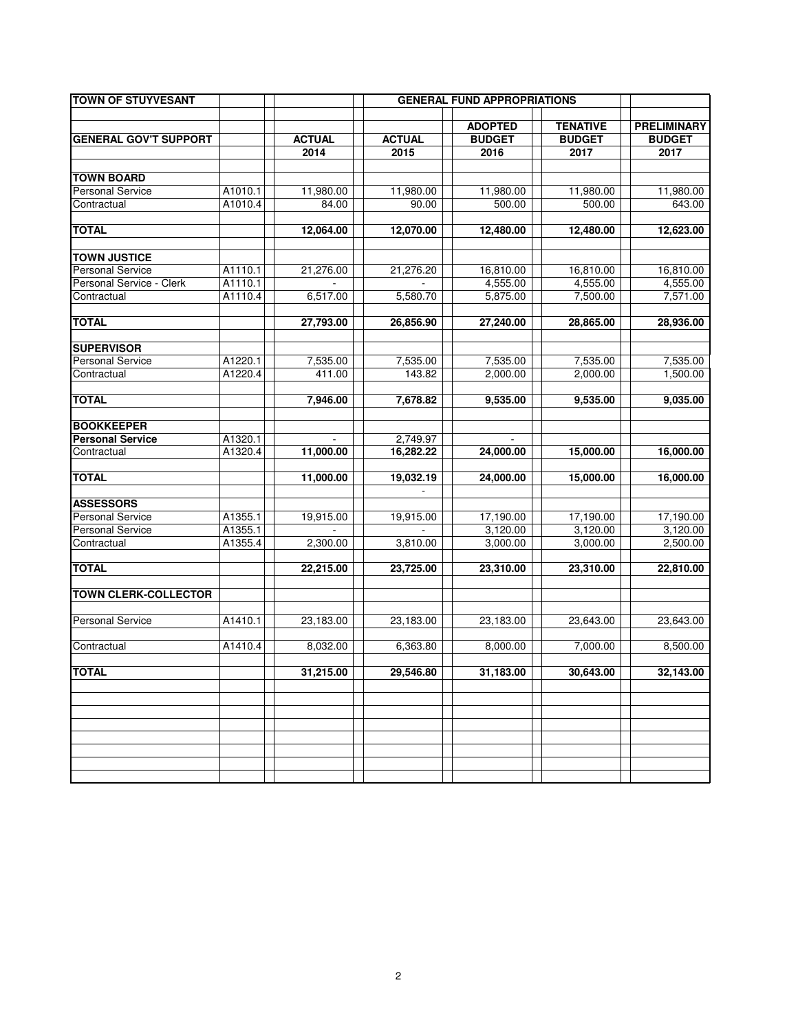| TOWN OF STUYVESANT | | GENERAL FUND APPROPRIATIONS | | | | |
|---|---|---|---|---|---|---|
| | | | | ADOPTED | TENATIVE | PRELIMINARY |
| **GENERAL GOV'T SUPPORT** | | **ACTUAL** | **ACTUAL** | **BUDGET** | **BUDGET** | **BUDGET** |
| | | **2014** | **2015** | **2016** | **2017** | **2017** |
| **TOWN BOARD** | | | | | | |
| Personal Service | A1010.1 | 11,980.00 | 11,980.00 | 11,980.00 | 11,980.00 | 11,980.00 |
| Contractual | A1010.4 | 84.00 | 90.00 | 500.00 | 500.00 | 643.00 |
| **TOTAL** | | **12,064.00** | **12,070.00** | **12,480.00** | **12,480.00** | **12,623.00** |
| **TOWN JUSTICE** | | | | | | |
| Personal Service | A1110.1 | 21,276.00 | 21,276.20 | 16,810.00 | 16,810.00 | 16,810.00 |
| Personal Service - Clerk | A1110.1 | - | - | 4,555.00 | 4,555.00 | 4,555.00 |
| Contractual | A1110.4 | 6,517.00 | 5,580.70 | 5,875.00 | 7,500.00 | 7,571.00 |
| **TOTAL** | | **27,793.00** | **26,856.90** | **27,240.00** | **28,865.00** | **28,936.00** |
| **SUPERVISOR** | | | | | | |
| Personal Service | A1220.1 | 7,535.00 | 7,535.00 | 7,535.00 | 7,535.00 | 7,535.00 |
| Contractual | A1220.4 | 411.00 | 143.82 | 2,000.00 | 2,000.00 | 1,500.00 |
| **TOTAL** | | **7,946.00** | **7,678.82** | **9,535.00** | **9,535.00** | **9,035.00** |
| **BOOKKEEPER** | | | | | | |
| **Personal Service** | A1320.1 | - | 2,749.97 | - | | |
| Contractual | A1320.4 | **11,000.00** | **16,282.22** | **24,000.00** | **15,000.00** | **16,000.00** |
| **TOTAL** | | **11,000.00** | **19,032.19** | **24,000.00** | **15,000.00** | **16,000.00** |
| | | | - | | | |
| **ASSESSORS** | | | | | | |
| Personal Service | A1355.1 | 19,915.00 | 19,915.00 | 17,190.00 | 17,190.00 | 17,190.00 |
| Personal Service | A1355.1 | - | - | 3,120.00 | 3,120.00 | 3,120.00 |
| Contractual | A1355.4 | 2,300.00 | 3,810.00 | 3,000.00 | 3,000.00 | 2,500.00 |
| **TOTAL** | | **22,215.00** | **23,725.00** | **23,310.00** | **23,310.00** | **22,810.00** |
| **TOWN CLERK-COLLECTOR** | | | | | | |
| Personal Service | A1410.1 | 23,183.00 | 23,183.00 | 23,183.00 | 23,643.00 | 23,643.00 |
| Contractual | A1410.4 | 8,032.00 | 6,363.80 | 8,000.00 | 7,000.00 | 8,500.00 |
| **TOTAL** | | **31,215.00** | **29,546.80** | **31,183.00** | **30,643.00** | **32,143.00** |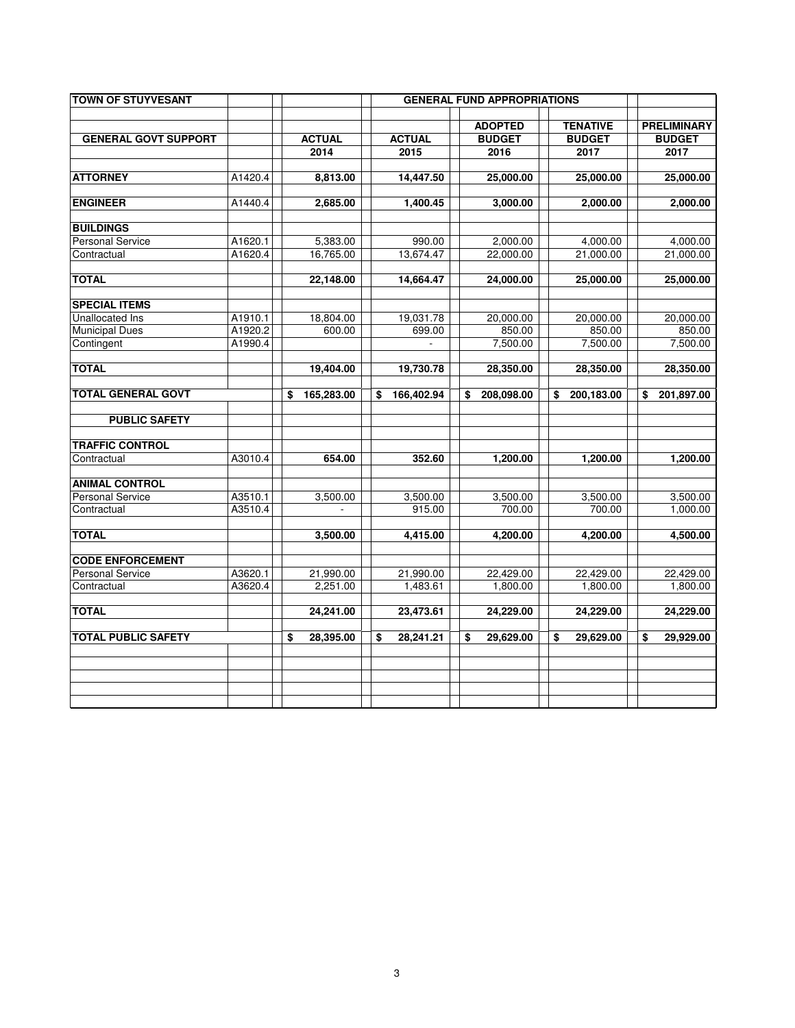| TOWN OF STUYVESANT | | GENERAL FUND APPROPRIATIONS | | | | |
|---|---|---|---|---|---|---|
| | | | | ADOPTED | TENATIVE | PRELIMINARY |
| **GENERAL GOVT SUPPORT** | | **ACTUAL** | **ACTUAL** | **BUDGET** | **BUDGET** | **BUDGET** |
| | | **2014** | **2015** | **2016** | **2017** | **2017** |
| **ATTORNEY** | A1420.4 | **8,813.00** | **14,447.50** | **25,000.00** | **25,000.00** | **25,000.00** |
| **ENGINEER** | A1440.4 | **2,685.00** | **1,400.45** | **3,000.00** | **2,000.00** | **2,000.00** |
| **BUILDINGS** | | | | | | |
| Personal Service | A1620.1 | 5,383.00 | 990.00 | 2,000.00 | 4,000.00 | 4,000.00 |
| Contractual | A1620.4 | 16,765.00 | 13,674.47 | 22,000.00 | 21,000.00 | 21,000.00 |
| **TOTAL** | | **22,148.00** | **14,664.47** | **24,000.00** | **25,000.00** | **25,000.00** |
| **SPECIAL ITEMS** | | | | | | |
| Unallocated Ins | A1910.1 | 18,804.00 | 19,031.78 | 20,000.00 | 20,000.00 | 20,000.00 |
| Municipal Dues | A1920.2 | 600.00 | 699.00 | 850.00 | 850.00 | 850.00 |
| Contingent | A1990.4 | | - | 7,500.00 | 7,500.00 | 7,500.00 |
| **TOTAL** | | **19,404.00** | **19,730.78** | **28,350.00** | **28,350.00** | **28,350.00** |
| **TOTAL GENERAL GOVT** | | **$ 165,283.00** | **$ 166,402.94** | **$ 208,098.00** | **$ 200,183.00** | **$ 201,897.00** |
| **PUBLIC SAFETY** | | | | | | |
| **TRAFFIC CONTROL** | | | | | | |
| Contractual | A3010.4 | **654.00** | **352.60** | **1,200.00** | **1,200.00** | **1,200.00** |
| **ANIMAL CONTROL** | | | | | | |
| Personal Service | A3510.1 | 3,500.00 | 3,500.00 | 3,500.00 | 3,500.00 | 3,500.00 |
| Contractual | A3510.4 | - | 915.00 | 700.00 | 700.00 | 1,000.00 |
| **TOTAL** | | **3,500.00** | **4,415.00** | **4,200.00** | **4,200.00** | **4,500.00** |
| **CODE ENFORCEMENT** | | | | | | |
| Personal Service | A3620.1 | 21,990.00 | 21,990.00 | 22,429.00 | 22,429.00 | 22,429.00 |
| Contractual | A3620.4 | 2,251.00 | 1,483.61 | 1,800.00 | 1,800.00 | 1,800.00 |
| **TOTAL** | | **24,241.00** | **23,473.61** | **24,229.00** | **24,229.00** | **24,229.00** |
| **TOTAL PUBLIC SAFETY** | | **$ 28,395.00** | **$ 28,241.21** | **$ 29,629.00** | **$ 29,629.00** | **$ 29,929.00** |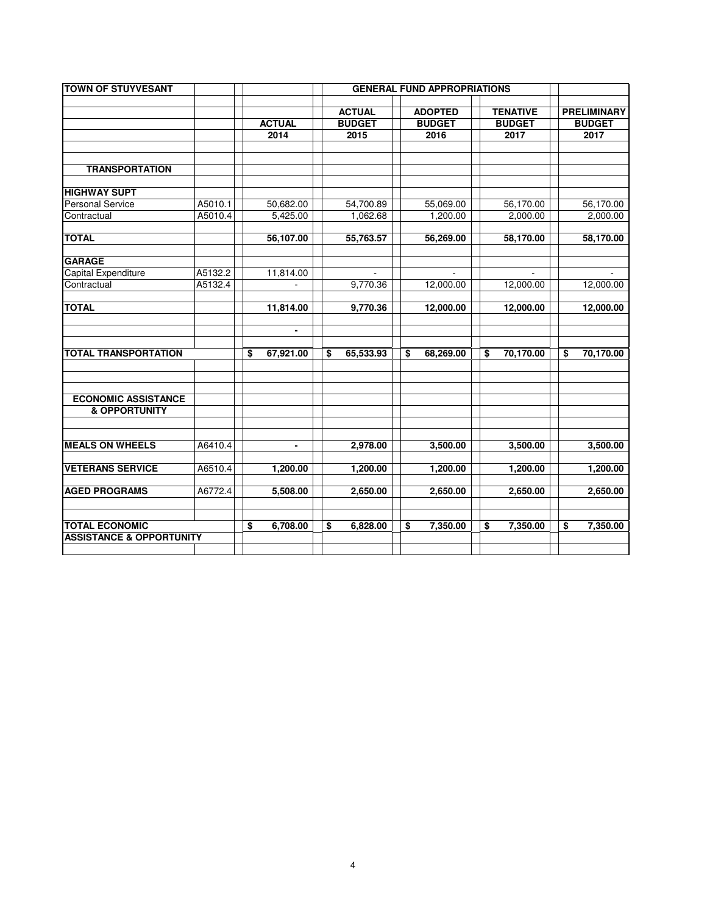| TOWN OF STUYVESANT | | | GENERAL FUND APPROPRIATIONS | | | |
|---|---|---|---|---|---|---|
| | | ACTUAL 2014 | ACTUAL BUDGET 2015 | ADOPTED BUDGET 2016 | TENATIVE BUDGET 2017 | PRELIMINARY BUDGET 2017 |
| **TRANSPORTATION** | | | | | | |
| **HIGHWAY SUPT** | | | | | | |
| Personal Service | A5010.1 | 50,682.00 | 54,700.89 | 55,069.00 | 56,170.00 | 56,170.00 |
| Contractual | A5010.4 | 5,425.00 | 1,062.68 | 1,200.00 | 2,000.00 | 2,000.00 |
| **TOTAL** | | **56,107.00** | **55,763.57** | **56,269.00** | **58,170.00** | **58,170.00** |
| **GARAGE** | | | | | | |
| Capital Expenditure | A5132.2 | 11,814.00 | - | - | - | - |
| Contractual | A5132.4 | - | 9,770.36 | 12,000.00 | 12,000.00 | 12,000.00 |
| **TOTAL** | | **11,814.00** | **9,770.36** | **12,000.00** | **12,000.00** | **12,000.00** |
| | | **-** | | | | |
| **TOTAL TRANSPORTATION** | | **$ 67,921.00** | **$ 65,533.93** | **$ 68,269.00** | **$ 70,170.00** | **$ 70,170.00** |
| **ECONOMIC ASSISTANCE & OPPORTUNITY** | | | | | | |
| **MEALS ON WHEELS** | A6410.4 | **-** | **2,978.00** | **3,500.00** | **3,500.00** | **3,500.00** |
| **VETERANS SERVICE** | A6510.4 | **1,200.00** | **1,200.00** | **1,200.00** | **1,200.00** | **1,200.00** |
| **AGED PROGRAMS** | A6772.4 | **5,508.00** | **2,650.00** | **2,650.00** | **2,650.00** | **2,650.00** |
| **TOTAL ECONOMIC ASSISTANCE & OPPORTUNITY** | | **$ 6,708.00** | **$ 6,828.00** | **$ 7,350.00** | **$ 7,350.00** | **$ 7,350.00** |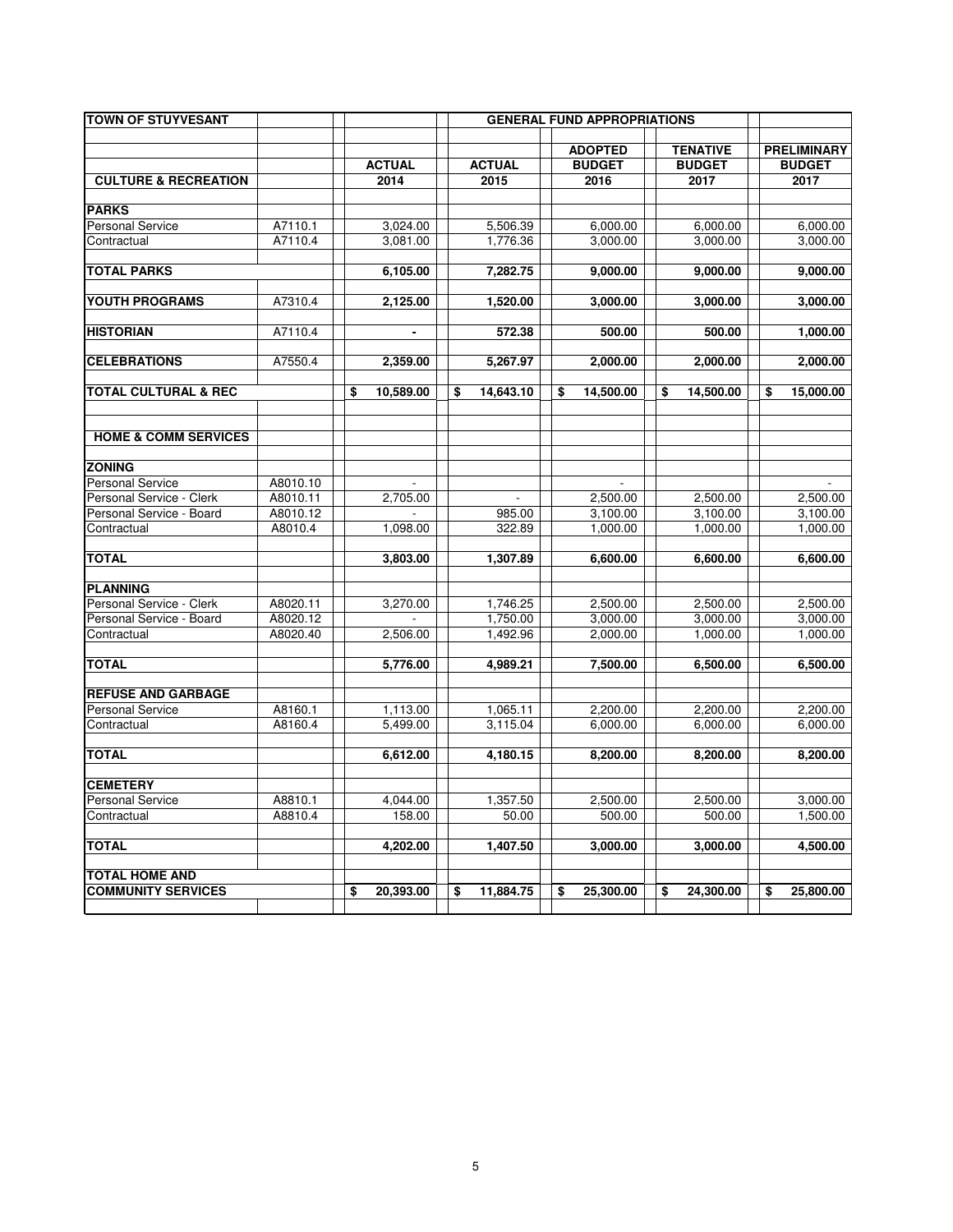| TOWN OF STUYVESANT | | GENERAL FUND APPROPRIATIONS | | | | |
|---|---|---|---|---|---|---|
| | | | | ADOPTED | TENATIVE | PRELIMINARY |
| | | ACTUAL | ACTUAL | BUDGET | BUDGET | BUDGET |
| **CULTURE & RECREATION** | | 2014 | 2015 | 2016 | 2017 | 2017 |
| **PARKS** | | | | | | |
| Personal Service | A7110.1 | 3,024.00 | 5,506.39 | 6,000.00 | 6,000.00 | 6,000.00 |
| Contractual | A7110.4 | 3,081.00 | 1,776.36 | 3,000.00 | 3,000.00 | 3,000.00 |
| **TOTAL PARKS** | | **6,105.00** | **7,282.75** | **9,000.00** | **9,000.00** | **9,000.00** |
| **YOUTH PROGRAMS** | A7310.4 | **2,125.00** | **1,520.00** | **3,000.00** | **3,000.00** | **3,000.00** |
| **HISTORIAN** | A7110.4 | **-** | **572.38** | **500.00** | **500.00** | **1,000.00** |
| **CELEBRATIONS** | A7550.4 | **2,359.00** | **5,267.97** | **2,000.00** | **2,000.00** | **2,000.00** |
| **TOTAL CULTURAL & REC** | | **$ 10,589.00** | **$ 14,643.10** | **$ 14,500.00** | **$ 14,500.00** | **$ 15,000.00** |
| | | | | | | |
| **HOME & COMM SERVICES** | | | | | | |
| **ZONING** | | | | | | |
| Personal Service | A8010.10 | - | | - | | - |
| Personal Service - Clerk | A8010.11 | 2,705.00 | - | 2,500.00 | 2,500.00 | 2,500.00 |
| Personal Service - Board | A8010.12 | - | 985.00 | 3,100.00 | 3,100.00 | 3,100.00 |
| Contractual | A8010.4 | 1,098.00 | 322.89 | 1,000.00 | 1,000.00 | 1,000.00 |
| **TOTAL** | | **3,803.00** | **1,307.89** | **6,600.00** | **6,600.00** | **6,600.00** |
| **PLANNING** | | | | | | |
| Personal Service - Clerk | A8020.11 | 3,270.00 | 1,746.25 | 2,500.00 | 2,500.00 | 2,500.00 |
| Personal Service - Board | A8020.12 | - | 1,750.00 | 3,000.00 | 3,000.00 | 3,000.00 |
| Contractual | A8020.40 | 2,506.00 | 1,492.96 | 2,000.00 | 1,000.00 | 1,000.00 |
| **TOTAL** | | **5,776.00** | **4,989.21** | **7,500.00** | **6,500.00** | **6,500.00** |
| **REFUSE AND GARBAGE** | | | | | | |
| Personal Service | A8160.1 | 1,113.00 | 1,065.11 | 2,200.00 | 2,200.00 | 2,200.00 |
| Contractual | A8160.4 | 5,499.00 | 3,115.04 | 6,000.00 | 6,000.00 | 6,000.00 |
| **TOTAL** | | **6,612.00** | **4,180.15** | **8,200.00** | **8,200.00** | **8,200.00** |
| **CEMETERY** | | | | | | |
| Personal Service | A8810.1 | 4,044.00 | 1,357.50 | 2,500.00 | 2,500.00 | 3,000.00 |
| Contractual | A8810.4 | 158.00 | 50.00 | 500.00 | 500.00 | 1,500.00 |
| **TOTAL** | | **4,202.00** | **1,407.50** | **3,000.00** | **3,000.00** | **4,500.00** |
| **TOTAL HOME AND** | | | | | | |
| **COMMUNITY SERVICES** | | **$ 20,393.00** | **$ 11,884.75** | **$ 25,300.00** | **$ 24,300.00** | **$ 25,800.00** |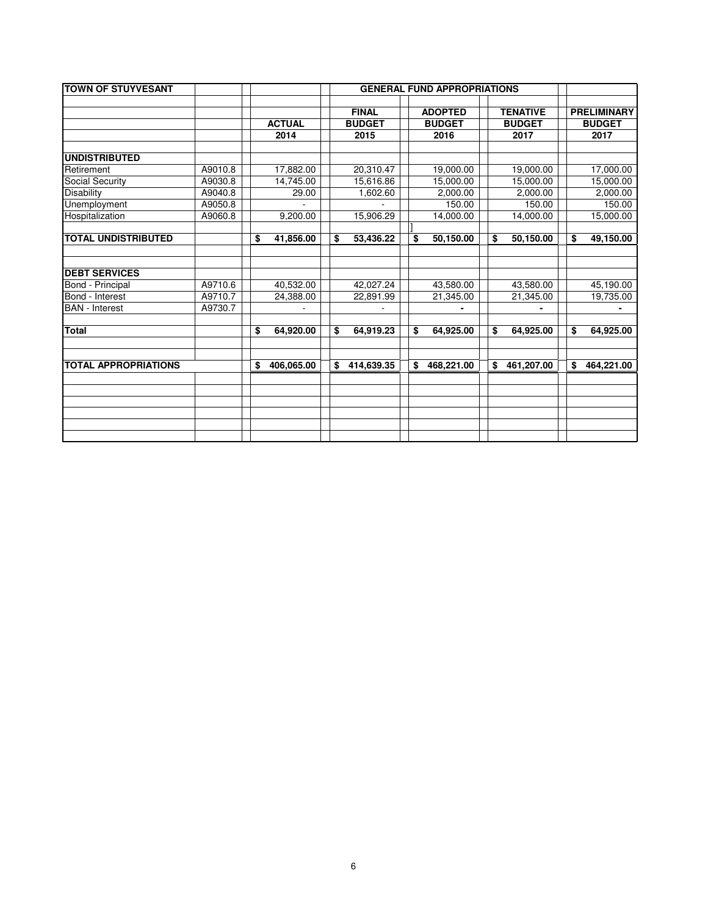| TOWN OF STUYVESANT | | | GENERAL FUND APPROPRIATIONS | | | |
|---|---|---|---|---|---|---|
| | | ACTUAL | FINAL BUDGET | ADOPTED BUDGET | TENATIVE BUDGET | PRELIMINARY BUDGET |
| | | 2014 | 2015 | 2016 | 2017 | 2017 |
| **UNDISTRIBUTED** | | | | | | |
| Retirement | A9010.8 | 17,882.00 | 20,310.47 | 19,000.00 | 19,000.00 | 17,000.00 |
| Social Security | A9030.8 | 14,745.00 | 15,616.86 | 15,000.00 | 15,000.00 | 15,000.00 |
| Disability | A9040.8 | 29.00 | 1,602.60 | 2,000.00 | 2,000.00 | 2,000.00 |
| Unemployment | A9050.8 | - | - | 150.00 | 150.00 | 150.00 |
| Hospitalization | A9060.8 | 9,200.00 | 15,906.29 | 14,000.00 | 14,000.00 | 15,000.00 |
| **TOTAL UNDISTRIBUTED** | | **$ 41,856.00** | **$ 53,436.22** | **$ 50,150.00** | **$ 50,150.00** | **$ 49,150.00** |
| **DEBT SERVICES** | | | | | | |
| Bond - Principal | A9710.6 | 40,532.00 | 42,027.24 | 43,580.00 | 43,580.00 | 45,190.00 |
| Bond - Interest | A9710.7 | 24,388.00 | 22,891.99 | 21,345.00 | 21,345.00 | 19,735.00 |
| BAN - Interest | A9730.7 | - | - | - | - | - |
| **Total** | | **$ 64,920.00** | **$ 64,919.23** | **$ 64,925.00** | **$ 64,925.00** | **$ 64,925.00** |
| **TOTAL APPROPRIATIONS** | | **$ 406,065.00** | **$ 414,639.35** | **$ 468,221.00** | **$ 461,207.00** | **$ 464,221.00** |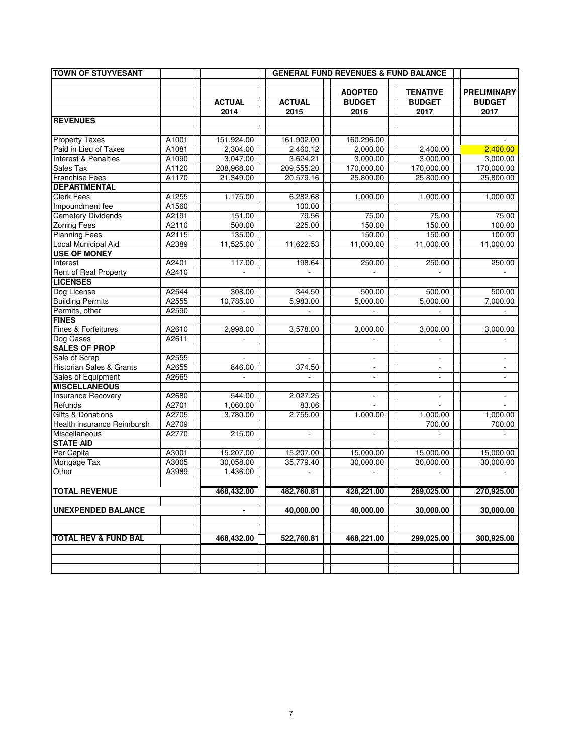| TOWN OF STUYVESANT | | | GENERAL FUND REVENUES & FUND BALANCE | | | |
|---|---|---|---|---|---|---|
| | | ACTUAL | ACTUAL | ADOPTED BUDGET | TENATIVE BUDGET | PRELIMINARY BUDGET |
| | | 2014 | 2015 | 2016 | 2017 | 2017 |
| **REVENUES** | | | | | | |
| Property Taxes | A1001 | 151,924.00 | 161,902.00 | 160,296.00 | | - |
| Paid in Lieu of Taxes | A1081 | 2,304.00 | 2,460.12 | 2,000.00 | 2,400.00 | 2,400.00 |
| Interest & Penalties | A1090 | 3,047.00 | 3,624.21 | 3,000.00 | 3,000.00 | 3,000.00 |
| Sales Tax | A1120 | 208,968.00 | 209,555.20 | 170,000.00 | 170,000.00 | 170,000.00 |
| Franchise Fees | A1170 | 21,349.00 | 20,579.16 | 25,800.00 | 25,800.00 | 25,800.00 |
| **DEPARTMENTAL** | | | | | | |
| Clerk Fees | A1255 | 1,175.00 | 6,282.68 | 1,000.00 | 1,000.00 | 1,000.00 |
| Impoundment fee | A1560 | | 100.00 | | | |
| Cemetery Dividends | A2191 | 151.00 | 79.56 | 75.00 | 75.00 | 75.00 |
| Zoning Fees | A2110 | 500.00 | 225.00 | 150.00 | 150.00 | 100.00 |
| Planning Fees | A2115 | 135.00 | - | 150.00 | 150.00 | 100.00 |
| Local Municipal Aid | A2389 | 11,525.00 | 11,622.53 | 11,000.00 | 11,000.00 | 11,000.00 |
| **USE OF MONEY** | | | | | | |
| Interest | A2401 | 117.00 | 198.64 | 250.00 | 250.00 | 250.00 |
| Rent of Real Property | A2410 | - | - | - | - | - |
| **LICENSES** | | | | | | |
| Dog License | A2544 | 308.00 | 344.50 | 500.00 | 500.00 | 500.00 |
| Building Permits | A2555 | 10,785.00 | 5,983.00 | 5,000.00 | 5,000.00 | 7,000.00 |
| Permits, other | A2590 | - | - | - | - | - |
| **FINES** | | | | | | |
| Fines & Forfeitures | A2610 | 2,998.00 | 3,578.00 | 3,000.00 | 3,000.00 | 3,000.00 |
| Dog Cases | A2611 | - | | - | - | - |
| **SALES OF PROP** | | | | | | |
| Sale of Scrap | A2555 | - | - | - | - | - |
| Historian Sales & Grants | A2655 | 846.00 | 374.50 | - | - | - |
| Sales of Equipment | A2665 | - | - | - | - | - |
| **MISCELLANEOUS** | | | | | | |
| Insurance Recovery | A2680 | 544.00 | 2,027.25 | - | - | - |
| Refunds | A2701 | 1,060.00 | 83.06 | - | - | - |
| Gifts & Donations | A2705 | 3,780.00 | 2,755.00 | 1,000.00 | 1,000.00 | 1,000.00 |
| Health insurance Reimbursh | A2709 | | | | 700.00 | 700.00 |
| Miscellaneous | A2770 | 215.00 | - | - | - | - |
| **STATE AID** | | | | | | |
| Per Capita | A3001 | 15,207.00 | 15,207.00 | 15,000.00 | 15,000.00 | 15,000.00 |
| Mortgage Tax | A3005 | 30,058.00 | 35,779.40 | 30,000.00 | 30,000.00 | 30,000.00 |
| Other | A3989 | 1,436.00 | - | - | - | - |
| **TOTAL REVENUE** | | **468,432.00** | **482,760.81** | **428,221.00** | **269,025.00** | **270,925.00** |
| **UNEXPENDED BALANCE** | | **-** | **40,000.00** | **40,000.00** | **30,000.00** | **30,000.00** |
| **TOTAL REV & FUND BAL** | | **468,432.00** | **522,760.81** | **468,221.00** | **299,025.00** | **300,925.00** |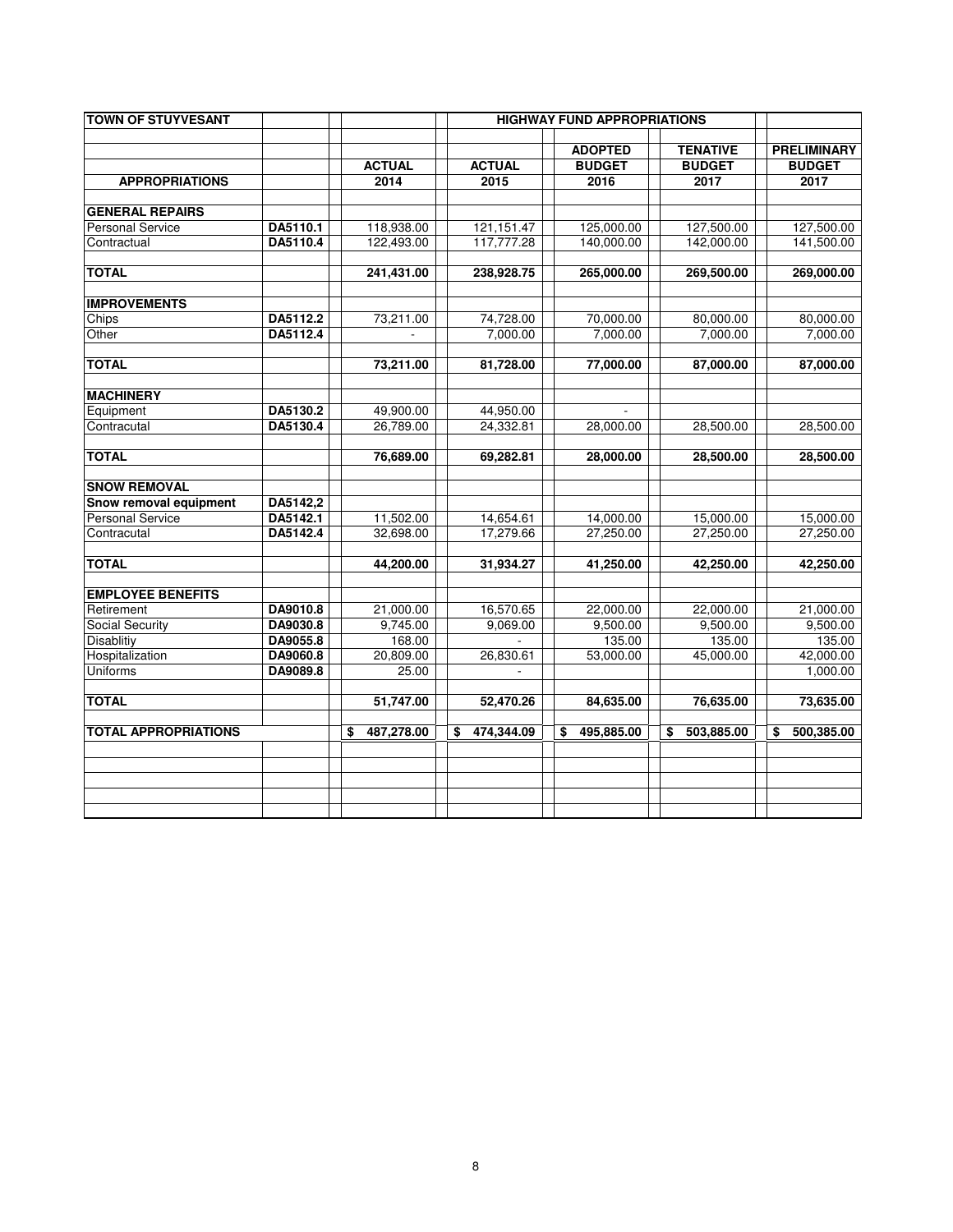| TOWN OF STUYVESANT | | | HIGHWAY FUND APPROPRIATIONS | | | |
|---|---|---|---|---|---|---|
| | | | | ADOPTED | TENATIVE | PRELIMINARY |
| | | ACTUAL | ACTUAL | BUDGET | BUDGET | BUDGET |
| **APPROPRIATIONS** | | 2014 | 2015 | 2016 | 2017 | 2017 |
| **GENERAL REPAIRS** | | | | | | |
| Personal Service | DA5110.1 | 118,938.00 | 121,151.47 | 125,000.00 | 127,500.00 | 127,500.00 |
| Contractual | DA5110.4 | 122,493.00 | 117,777.28 | 140,000.00 | 142,000.00 | 141,500.00 |
| **TOTAL** | | **241,431.00** | **238,928.75** | **265,000.00** | **269,500.00** | **269,000.00** |
| **IMPROVEMENTS** | | | | | | |
| Chips | DA5112.2 | 73,211.00 | 74,728.00 | 70,000.00 | 80,000.00 | 80,000.00 |
| Other | DA5112.4 | - | 7,000.00 | 7,000.00 | 7,000.00 | 7,000.00 |
| **TOTAL** | | **73,211.00** | **81,728.00** | **77,000.00** | **87,000.00** | **87,000.00** |
| **MACHINERY** | | | | | | |
| Equipment | DA5130.2 | 49,900.00 | 44,950.00 | - | | |
| Contracutal | DA5130.4 | 26,789.00 | 24,332.81 | 28,000.00 | 28,500.00 | 28,500.00 |
| **TOTAL** | | **76,689.00** | **69,282.81** | **28,000.00** | **28,500.00** | **28,500.00** |
| **SNOW REMOVAL** | | | | | | |
| **Snow removal equipment** | DA5142,2 | | | | | |
| Personal Service | DA5142.1 | 11,502.00 | 14,654.61 | 14,000.00 | 15,000.00 | 15,000.00 |
| Contracutal | DA5142.4 | 32,698.00 | 17,279.66 | 27,250.00 | 27,250.00 | 27,250.00 |
| **TOTAL** | | **44,200.00** | **31,934.27** | **41,250.00** | **42,250.00** | **42,250.00** |
| **EMPLOYEE BENEFITS** | | | | | | |
| Retirement | DA9010.8 | 21,000.00 | 16,570.65 | 22,000.00 | 22,000.00 | 21,000.00 |
| Social Security | DA9030.8 | 9,745.00 | 9,069.00 | 9,500.00 | 9,500.00 | 9,500.00 |
| Disablitiy | DA9055.8 | 168.00 | - | 135.00 | 135.00 | 135.00 |
| Hospitalization | DA9060.8 | 20,809.00 | 26,830.61 | 53,000.00 | 45,000.00 | 42,000.00 |
| Uniforms | DA9089.8 | 25.00 | - | | | 1,000.00 |
| **TOTAL** | | **51,747.00** | **52,470.26** | **84,635.00** | **76,635.00** | **73,635.00** |
| **TOTAL APPROPRIATIONS** | | **$ 487,278.00** | **$ 474,344.09** | **$ 495,885.00** | **$ 503,885.00** | **$ 500,385.00** |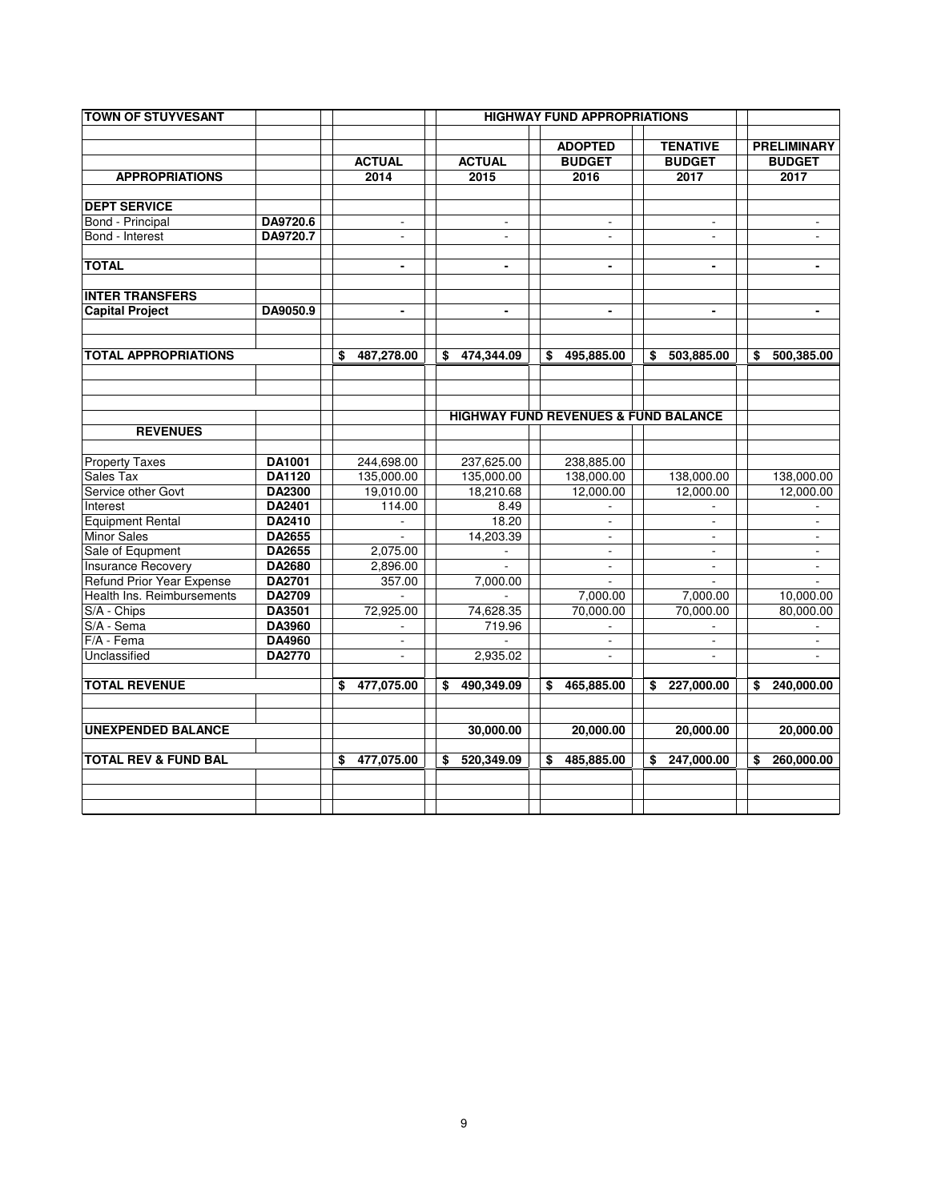| TOWN OF STUYVESANT | | HIGHWAY FUND APPROPRIATIONS | | | | |
|---|---|---|---|---|---|---|
| | | | | ADOPTED | TENATIVE | PRELIMINARY |
| | | ACTUAL | ACTUAL | BUDGET | BUDGET | BUDGET |
| **APPROPRIATIONS** | | 2014 | 2015 | 2016 | 2017 | 2017 |
| **DEPT SERVICE** | | | | | | |
| Bond - Principal | DA9720.6 | - | - | - | - | - |
| Bond - Interest | DA9720.7 | - | - | - | - | - |
| **TOTAL** | | - | - | - | - | - |
| **INTER TRANSFERS** | | | | | | |
| **Capital Project** | DA9050.9 | - | - | - | - | - |
| **TOTAL APPROPRIATIONS** | | $ 487,278.00 | $ 474,344.09 | $ 495,885.00 | $ 503,885.00 | $ 500,385.00 |
| | | | HIGHWAY FUND REVENUES & FUND BALANCE | | | |
| **REVENUES** | | | | | | |
| Property Taxes | DA1001 | 244,698.00 | 237,625.00 | 238,885.00 | | |
| Sales Tax | DA1120 | 135,000.00 | 135,000.00 | 138,000.00 | 138,000.00 | 138,000.00 |
| Service other Govt | DA2300 | 19,010.00 | 18,210.68 | 12,000.00 | 12,000.00 | 12,000.00 |
| Interest | DA2401 | 114.00 | 8.49 | - | - | - |
| Equipment Rental | DA2410 | - | 18.20 | - | - | - |
| Minor Sales | DA2655 | - | 14,203.39 | - | - | - |
| Sale of Equpment | DA2655 | 2,075.00 | - | - | - | - |
| Insurance Recovery | DA2680 | 2,896.00 | - | - | - | - |
| Refund Prior Year Expense | DA2701 | 357.00 | 7,000.00 | - | - | - |
| Health Ins. Reimbursements | DA2709 | - | - | 7,000.00 | 7,000.00 | 10,000.00 |
| S/A - Chips | DA3501 | 72,925.00 | 74,628.35 | 70,000.00 | 70,000.00 | 80,000.00 |
| S/A - Sema | DA3960 | - | 719.96 | - | - | - |
| F/A - Fema | DA4960 | - | - | - | - | - |
| Unclassified | DA2770 | - | 2,935.02 | - | - | - |
| **TOTAL REVENUE** | | $ 477,075.00 | $ 490,349.09 | $ 465,885.00 | $ 227,000.00 | $ 240,000.00 |
| **UNEXPENDED BALANCE** | | | 30,000.00 | 20,000.00 | 20,000.00 | 20,000.00 |
| **TOTAL REV & FUND BAL** | | $ 477,075.00 | $ 520,349.09 | $ 485,885.00 | $ 247,000.00 | $ 260,000.00 |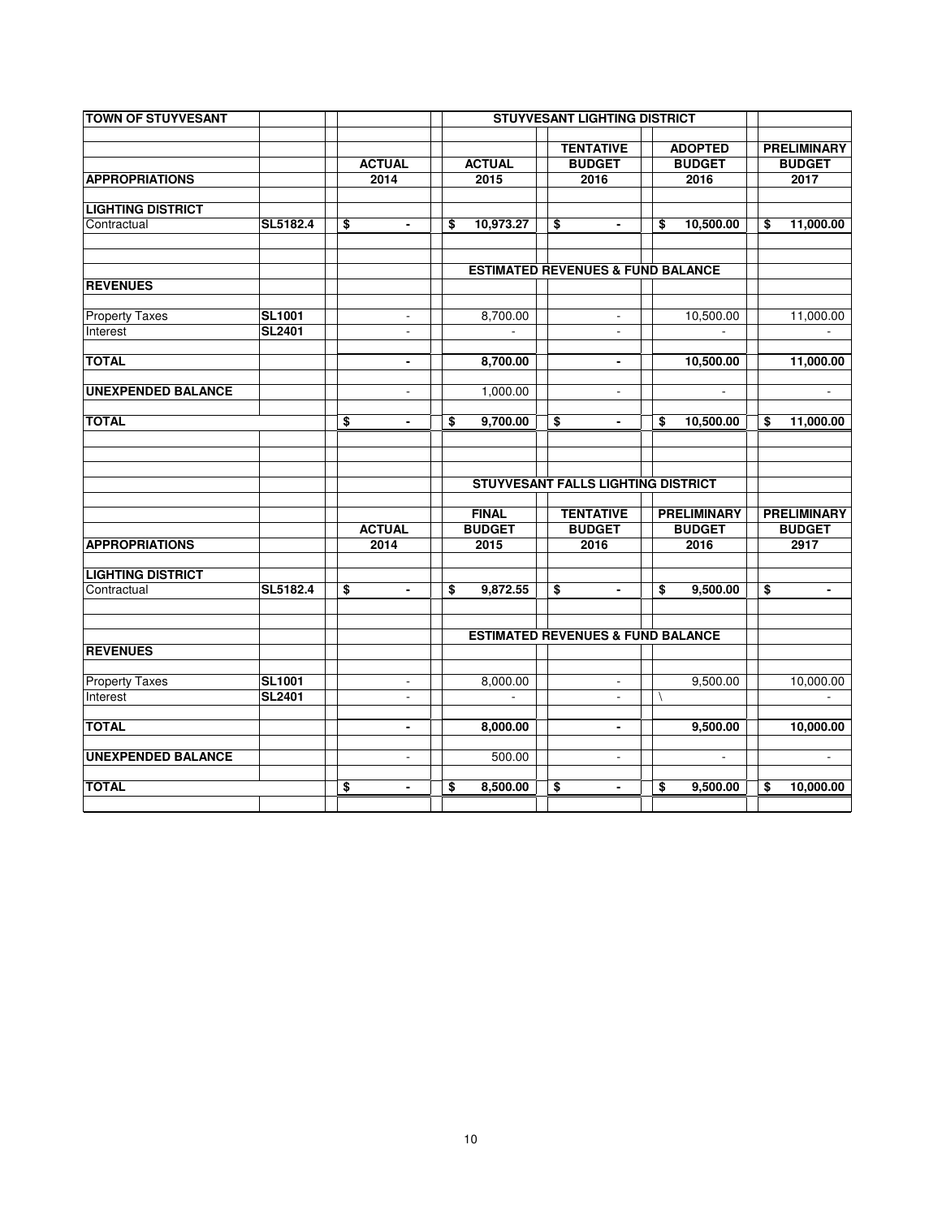| TOWN OF STUYVESANT | | STUYVESANT LIGHTING DISTRICT | | | | |
|---|---|---|---|---|---|---|
| | | | | TENTATIVE | ADOPTED | PRELIMINARY |
| | | ACTUAL | ACTUAL | BUDGET | BUDGET | BUDGET |
| **APPROPRIATIONS** | | 2014 | 2015 | 2016 | 2016 | 2017 |
| **LIGHTING DISTRICT** | | | | | | |
| Contractual | SL5182.4 | $ - | $ 10,973.27 | $ - | $ 10,500.00 | $ 11,000.00 |
| | | | ESTIMATED REVENUES & FUND BALANCE | | | |
| **REVENUES** | | | | | | |
| Property Taxes | SL1001 | - | 8,700.00 | - | 10,500.00 | 11,000.00 |
| Interest | SL2401 | - | - | - | - | - |
| **TOTAL** | | - | 8,700.00 | - | 10,500.00 | 11,000.00 |
| **UNEXPENDED BALANCE** | | - | 1,000.00 | - | - | - |
| **TOTAL** | | $ - | $ 9,700.00 | $ - | $ 10,500.00 | $ 11,000.00 |

| | | STUYVESANT FALLS LIGHTING DISTRICT | | | | |
|---|---|---|---|---|---|---|
| | | | FINAL | TENTATIVE | PRELIMINARY | PRELIMINARY |
| | | ACTUAL | BUDGET | BUDGET | BUDGET | BUDGET |
| **APPROPRIATIONS** | | 2014 | 2015 | 2016 | 2016 | 2917 |
| **LIGHTING DISTRICT** | | | | | | |
| Contractual | SL5182.4 | $ - | $ 9,872.55 | $ - | $ 9,500.00 | $ - |
| | | | ESTIMATED REVENUES & FUND BALANCE | | | |
| **REVENUES** | | | | | | |
| Property Taxes | SL1001 | - | 8,000.00 | - | 9,500.00 | 10,000.00 |
| Interest | SL2401 | - | - | - | \ | - |
| **TOTAL** | | - | 8,000.00 | - | 9,500.00 | 10,000.00 |
| **UNEXPENDED BALANCE** | | - | 500.00 | - | - | - |
| **TOTAL** | | $ - | $ 8,500.00 | $ - | $ 9,500.00 | $ 10,000.00 |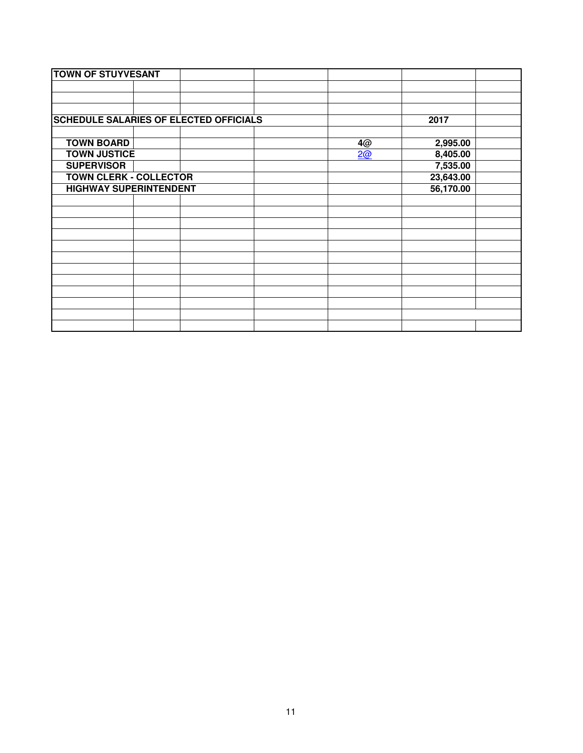| | | | | | | |
|---|---|---|---|---|---|---|
| **TOWN OF STUYVESANT** | | | | | | |
| **SCHEDULE SALARIES OF ELECTED OFFICIALS** | | | | | **2017** | |
| **TOWN BOARD** | | | | **4@** | **2,995.00** | |
| **TOWN JUSTICE** | | | | **2@** | **8,405.00** | |
| **SUPERVISOR** | | | | | **7,535.00** | |
| **TOWN CLERK - COLLECTOR** | | | | | **23,643.00** | |
| **HIGHWAY SUPERINTENDENT** | | | | | **56,170.00** | |